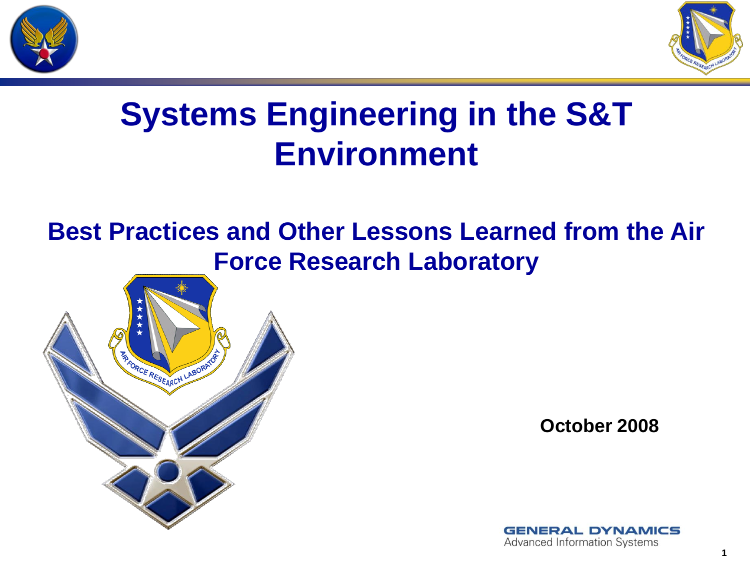# Systems Engineering in the S&T Environment

## Best Practices and Other Lessons Learned from the Air Force Research Laboratory

**October 2008**

GENERAL DYNAMICS
Advanced Information Systems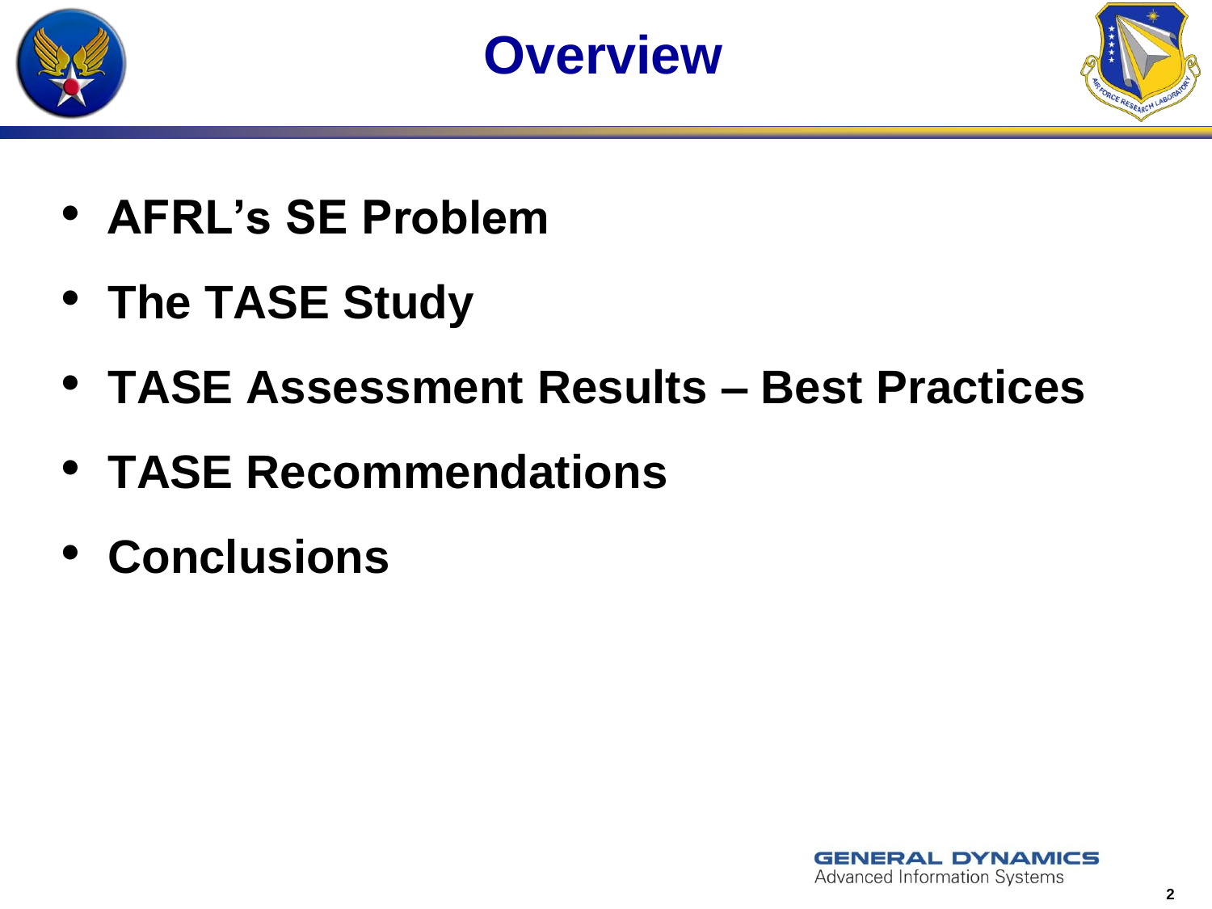# Overview

- **AFRL's SE Problem**
- **The TASE Study**
- **TASE Assessment Results – Best Practices**
- **TASE Recommendations**
- **Conclusions**

GENERAL DYNAMICS
Advanced Information Systems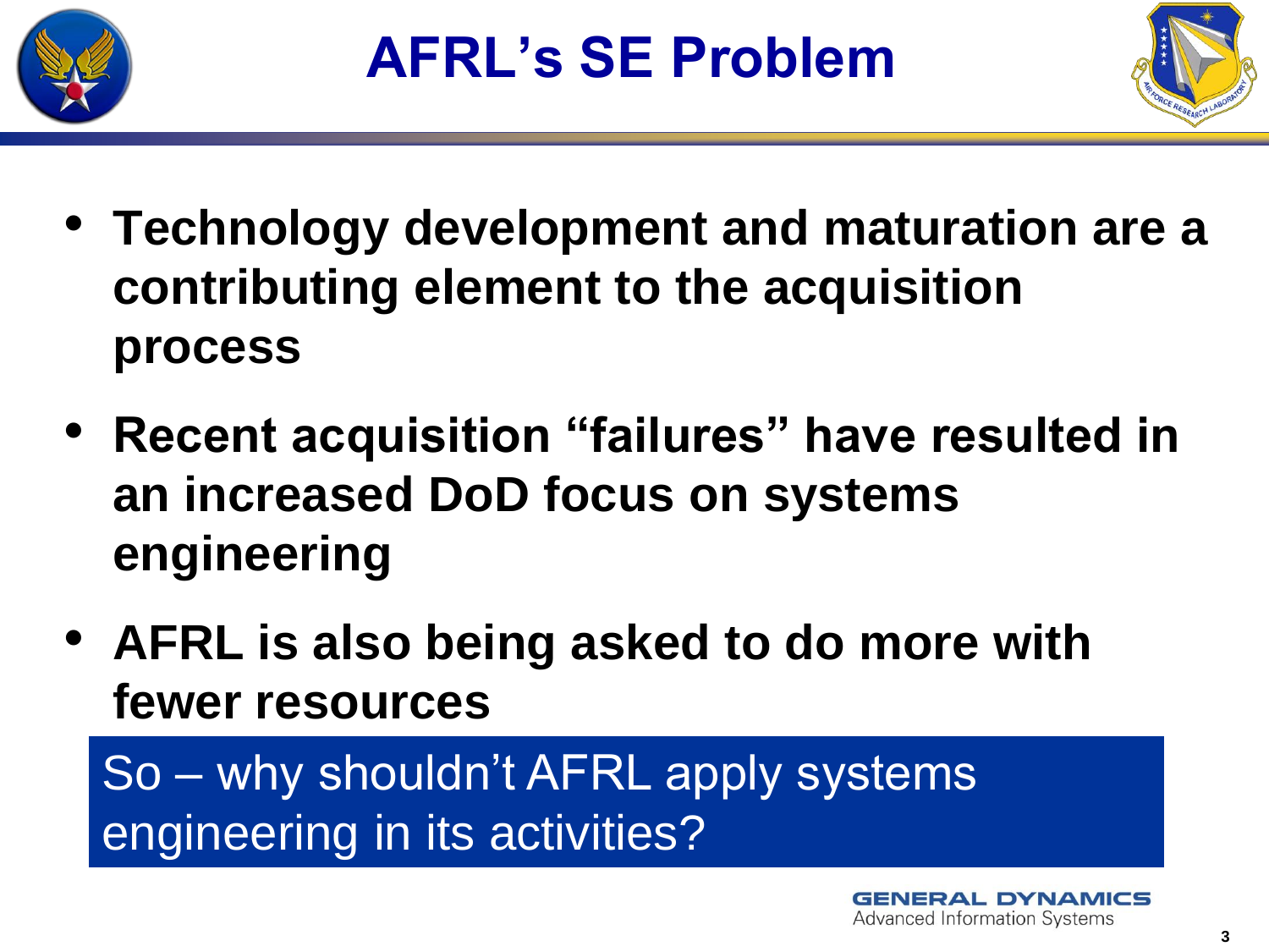# AFRL's SE Problem

- **Technology development and maturation are a contributing element to the acquisition process**
- **Recent acquisition "failures" have resulted in an increased DoD focus on systems engineering**
- **AFRL is also being asked to do more with fewer resources**

So – why shouldn't AFRL apply systems engineering in its activities?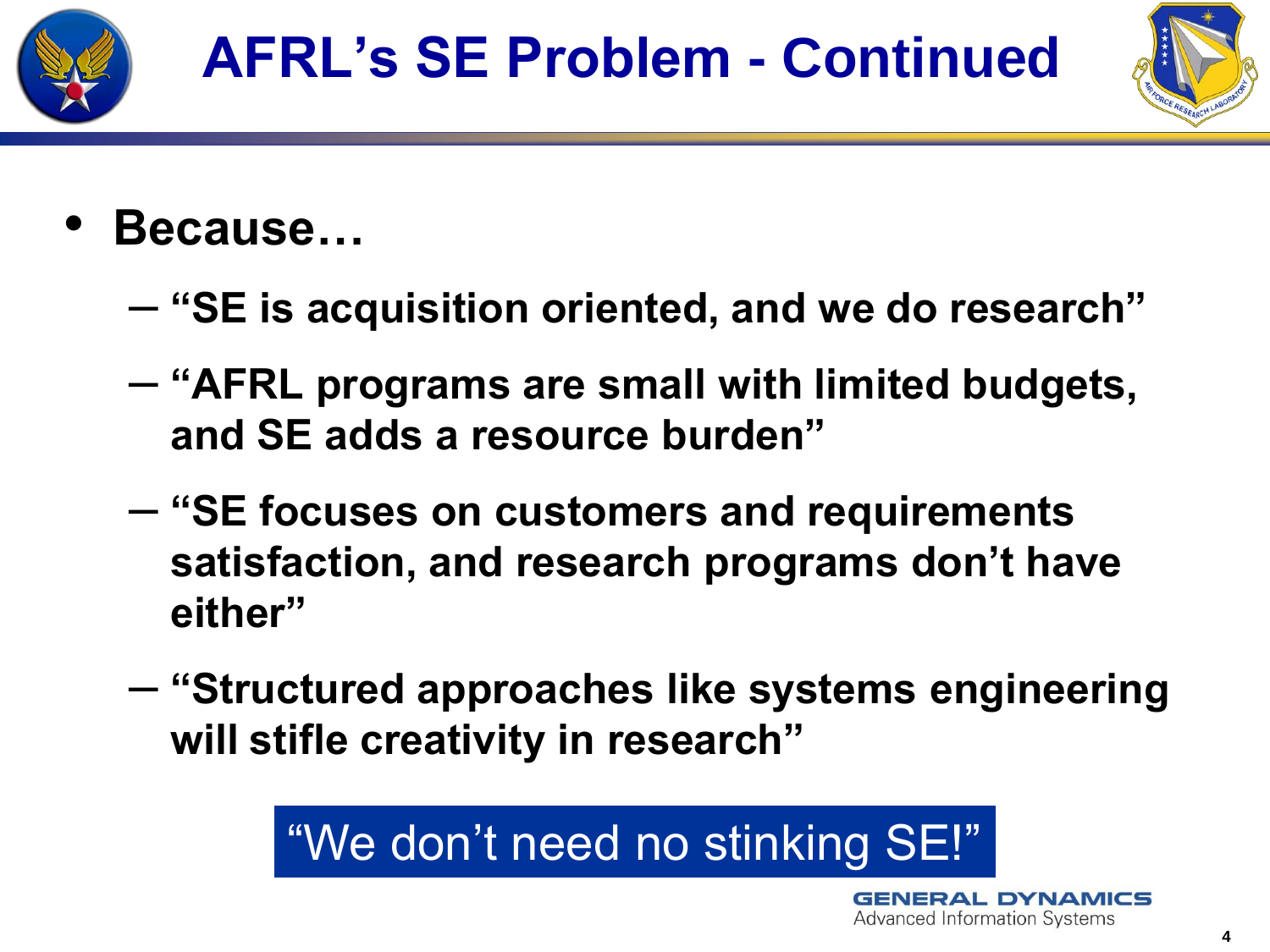# AFRL's SE Problem - Continued

- **Because…**
  - **"SE is acquisition oriented, and we do research"**
  - **"AFRL programs are small with limited budgets, and SE adds a resource burden"**
  - **"SE focuses on customers and requirements satisfaction, and research programs don't have either"**
  - **"Structured approaches like systems engineering will stifle creativity in research"**

"We don't need no stinking SE!"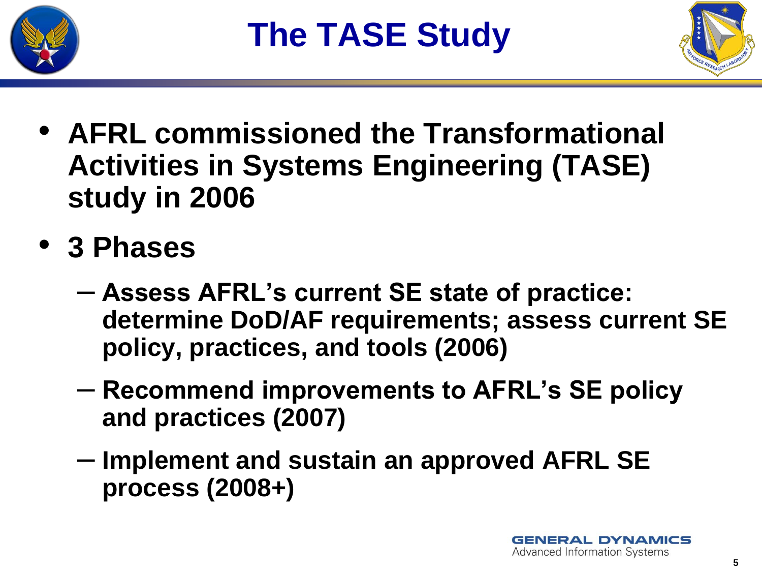# The TASE Study

- **AFRL commissioned the Transformational Activities in Systems Engineering (TASE) study in 2006**
- **3 Phases**
  - **Assess AFRL's current SE state of practice: determine DoD/AF requirements; assess current SE policy, practices, and tools (2006)**
  - **Recommend improvements to AFRL's SE policy and practices (2007)**
  - **Implement and sustain an approved AFRL SE process (2008+)**

GENERAL DYNAMICS
Advanced Information Systems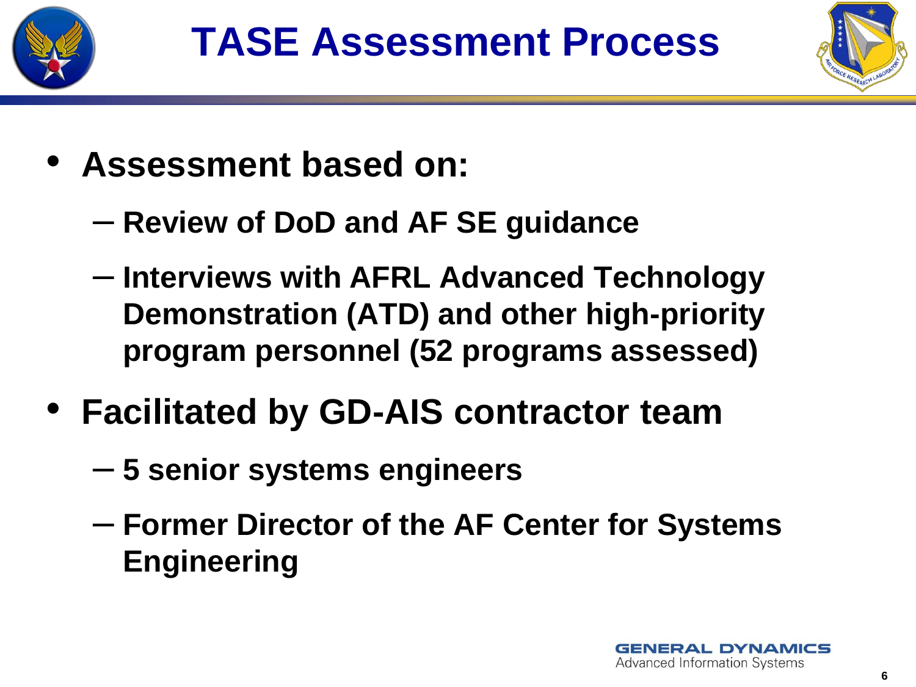# TASE Assessment Process

- **Assessment based on:**
  - **Review of DoD and AF SE guidance**
  - **Interviews with AFRL Advanced Technology Demonstration (ATD) and other high-priority program personnel (52 programs assessed)**
- **Facilitated by GD-AIS contractor team**
  - **5 senior systems engineers**
  - **Former Director of the AF Center for Systems Engineering**

GENERAL DYNAMICS
Advanced Information Systems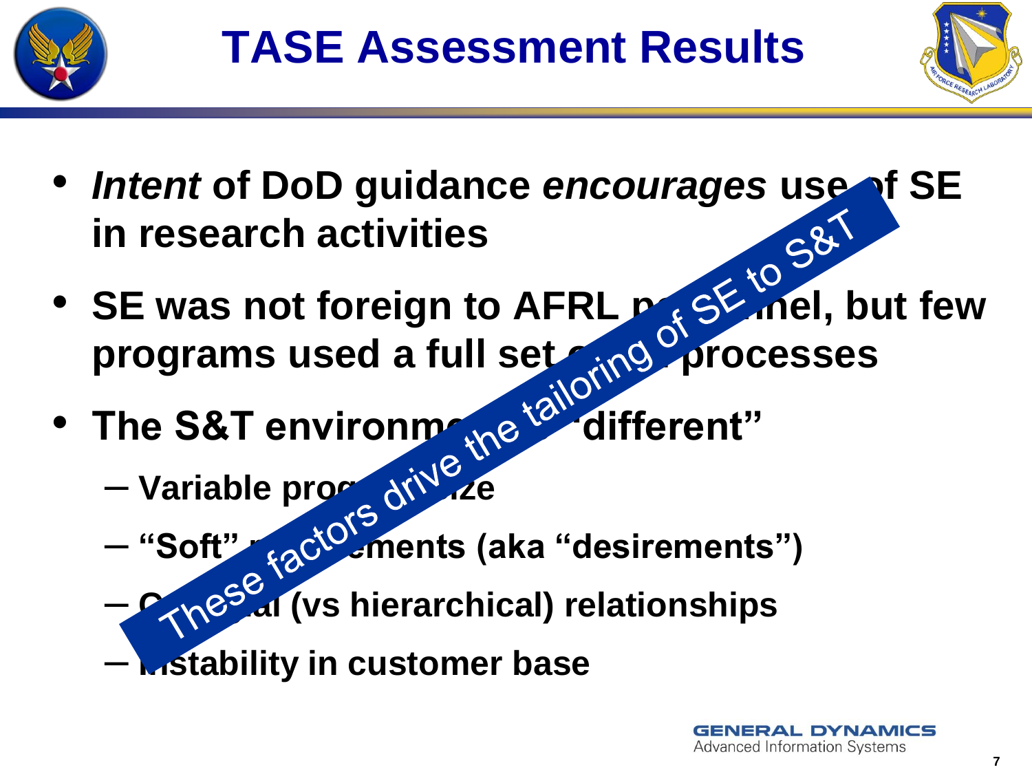# TASE Assessment Results

- *Intent* of DoD guidance *encourages* use of SE in research activities
- SE was not foreign to AFRL personnel, but few programs used a full set of SE processes
- The S&T environment is "different"
  - Variable program size
  - "Soft" requirements (aka "desirements")
  - Collegial (vs hierarchical) relationships
  - Instability in customer base

These factors drive the tailoring of SE to S&T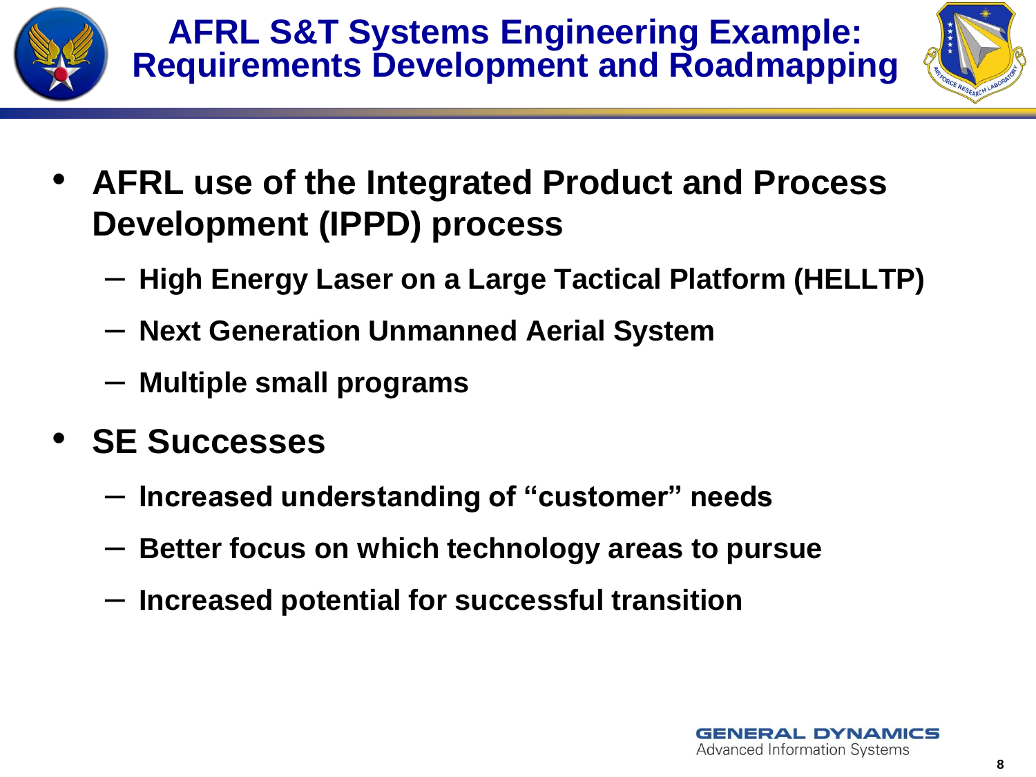# AFRL S&T Systems Engineering Example: Requirements Development and Roadmapping

- **AFRL use of the Integrated Product and Process Development (IPPD) process**
  - **High Energy Laser on a Large Tactical Platform (HELLTP)**
  - **Next Generation Unmanned Aerial System**
  - **Multiple small programs**
- **SE Successes**
  - **Increased understanding of "customer" needs**
  - **Better focus on which technology areas to pursue**
  - **Increased potential for successful transition**

GENERAL DYNAMICS
Advanced Information Systems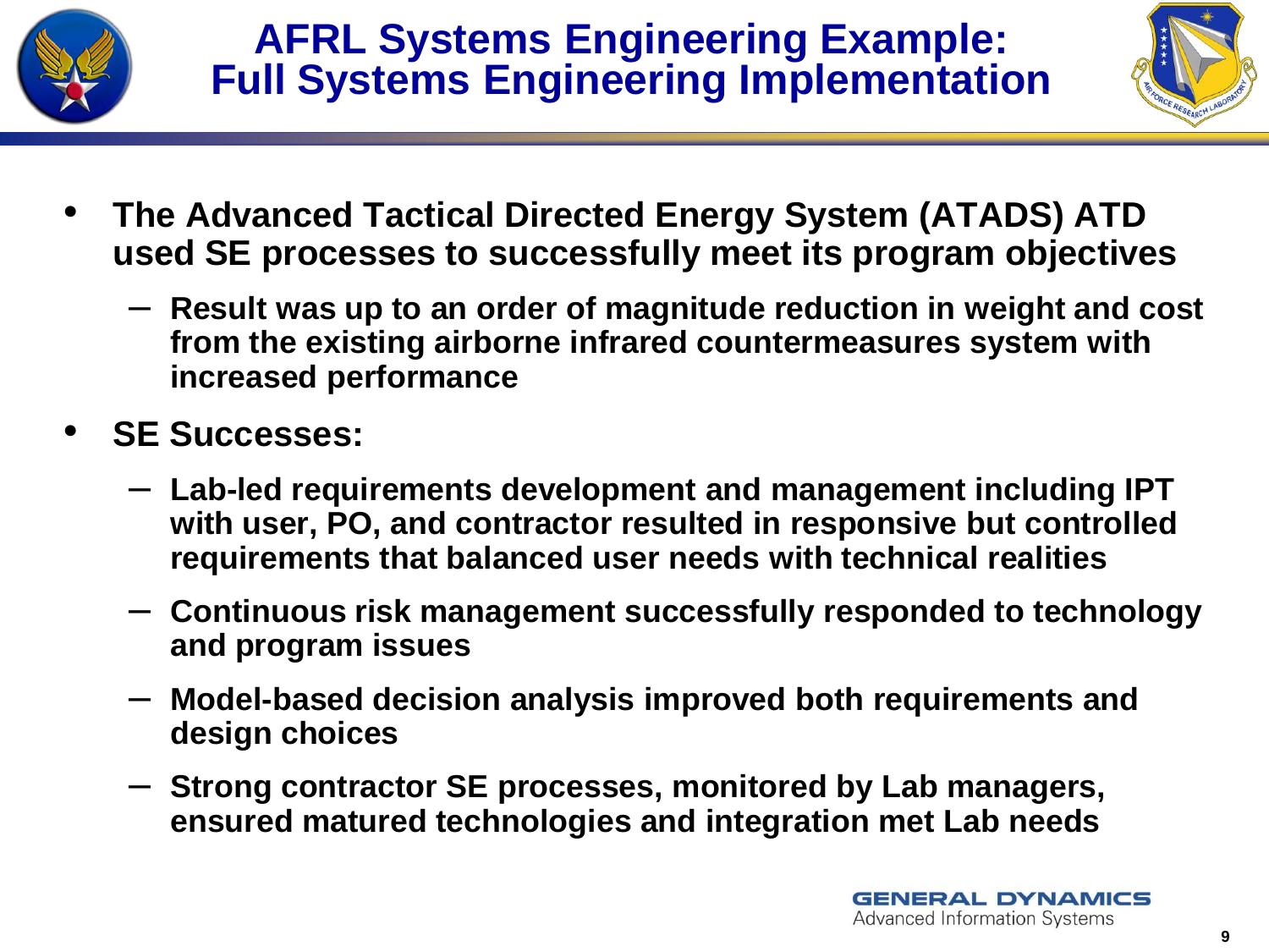# AFRL Systems Engineering Example: Full Systems Engineering Implementation

- **The Advanced Tactical Directed Energy System (ATADS) ATD used SE processes to successfully meet its program objectives**
  - **Result was up to an order of magnitude reduction in weight and cost from the existing airborne infrared countermeasures system with increased performance**
- **SE Successes:**
  - **Lab-led requirements development and management including IPT with user, PO, and contractor resulted in responsive but controlled requirements that balanced user needs with technical realities**
  - **Continuous risk management successfully responded to technology and program issues**
  - **Model-based decision analysis improved both requirements and design choices**
  - **Strong contractor SE processes, monitored by Lab managers, ensured matured technologies and integration met Lab needs**

GENERAL DYNAMICS
Advanced Information Systems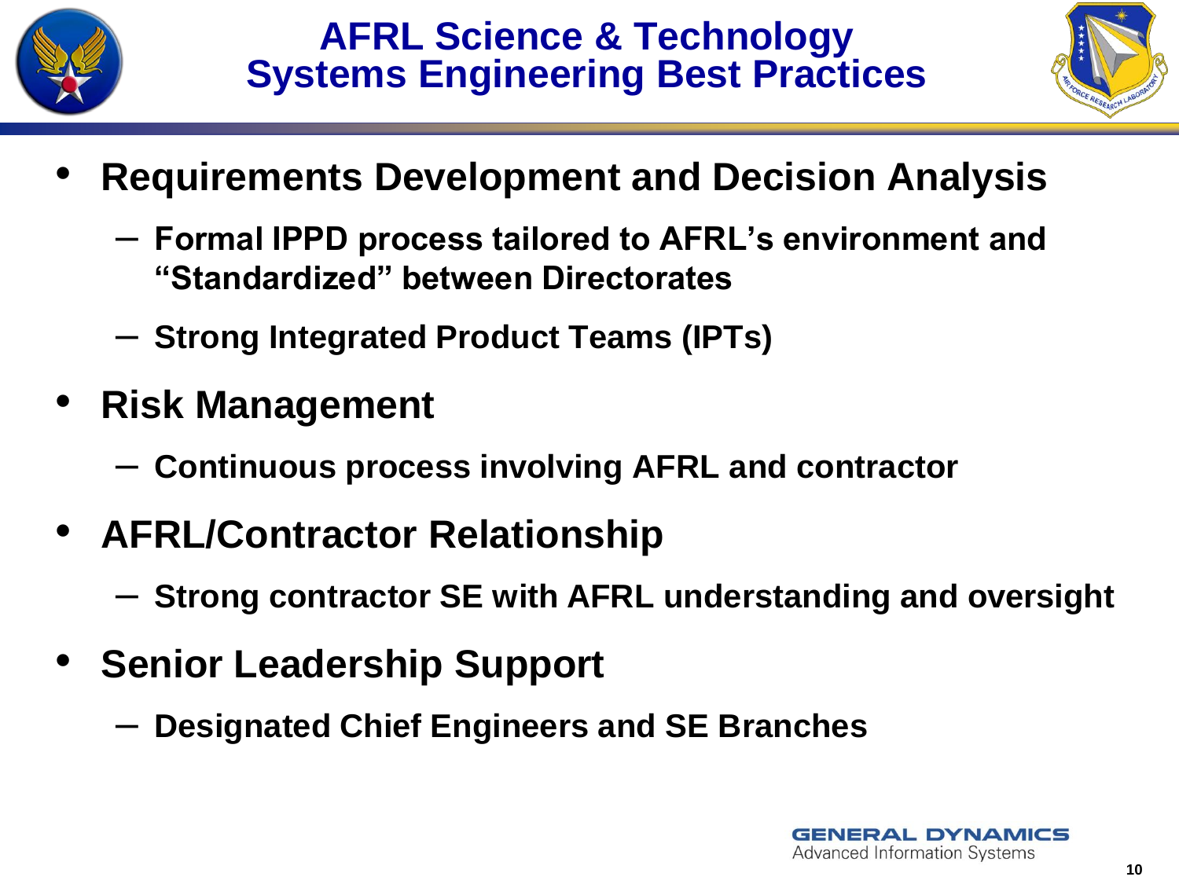# AFRL Science & Technology Systems Engineering Best Practices

- **Requirements Development and Decision Analysis**
  - **Formal IPPD process tailored to AFRL's environment and "Standardized" between Directorates**
  - **Strong Integrated Product Teams (IPTs)**
- **Risk Management**
  - **Continuous process involving AFRL and contractor**
- **AFRL/Contractor Relationship**
  - **Strong contractor SE with AFRL understanding and oversight**
- **Senior Leadership Support**
  - **Designated Chief Engineers and SE Branches**

GENERAL DYNAMICS
Advanced Information Systems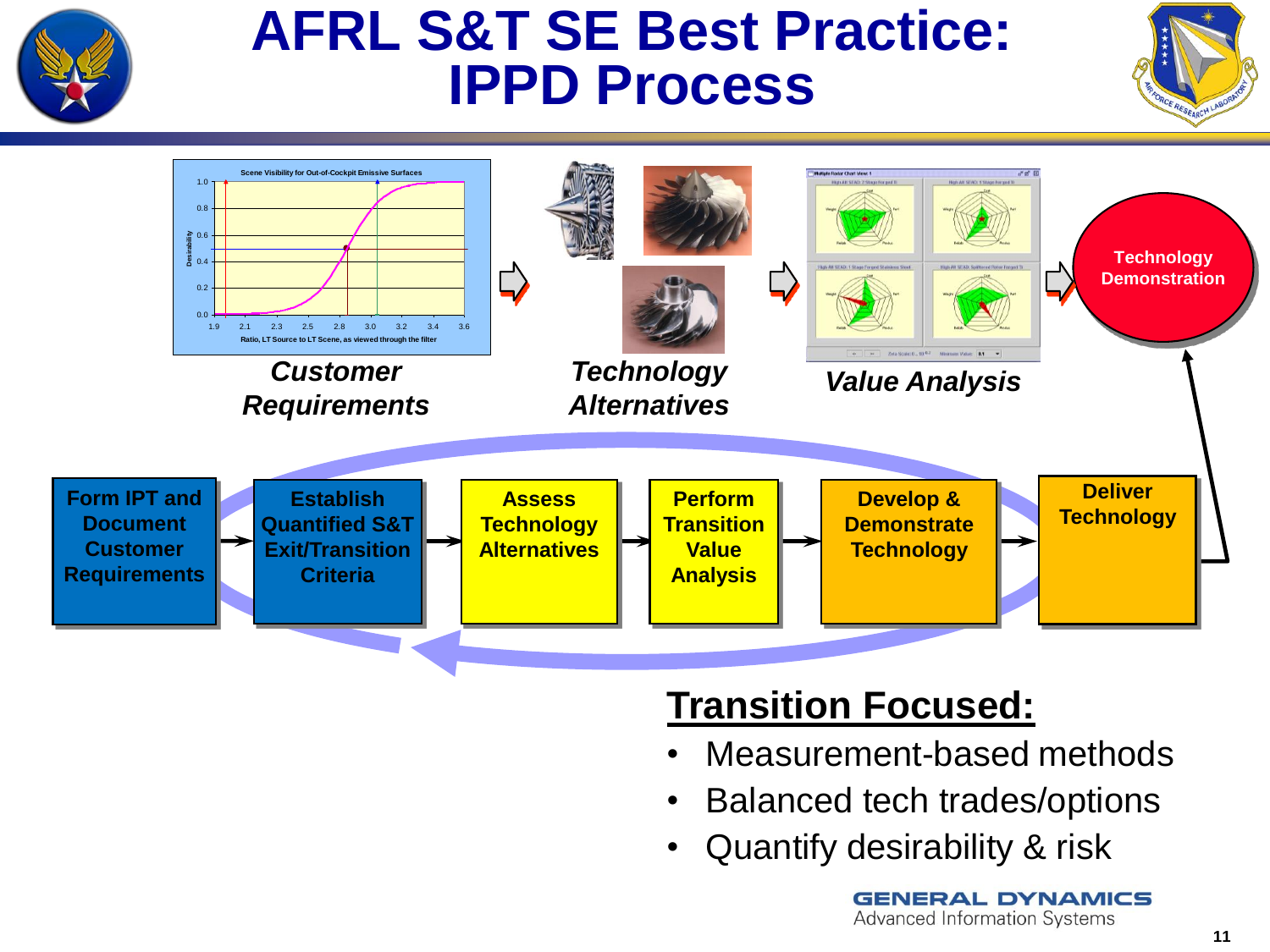# AFRL S&T SE Best Practice: IPPD Process

*Customer Requirements*

*Technology Alternatives*

*Value Analysis*

Technology Demonstration

Form IPT and Document Customer Requirements → Establish Quantified S&T Exit/Transition Criteria → Assess Technology Alternatives → Perform Transition Value Analysis → Develop & Demonstrate Technology → Deliver Technology

## Transition Focused:

- Measurement-based methods
- Balanced tech trades/options
- Quantify desirability & risk

GENERAL DYNAMICS
Advanced Information Systems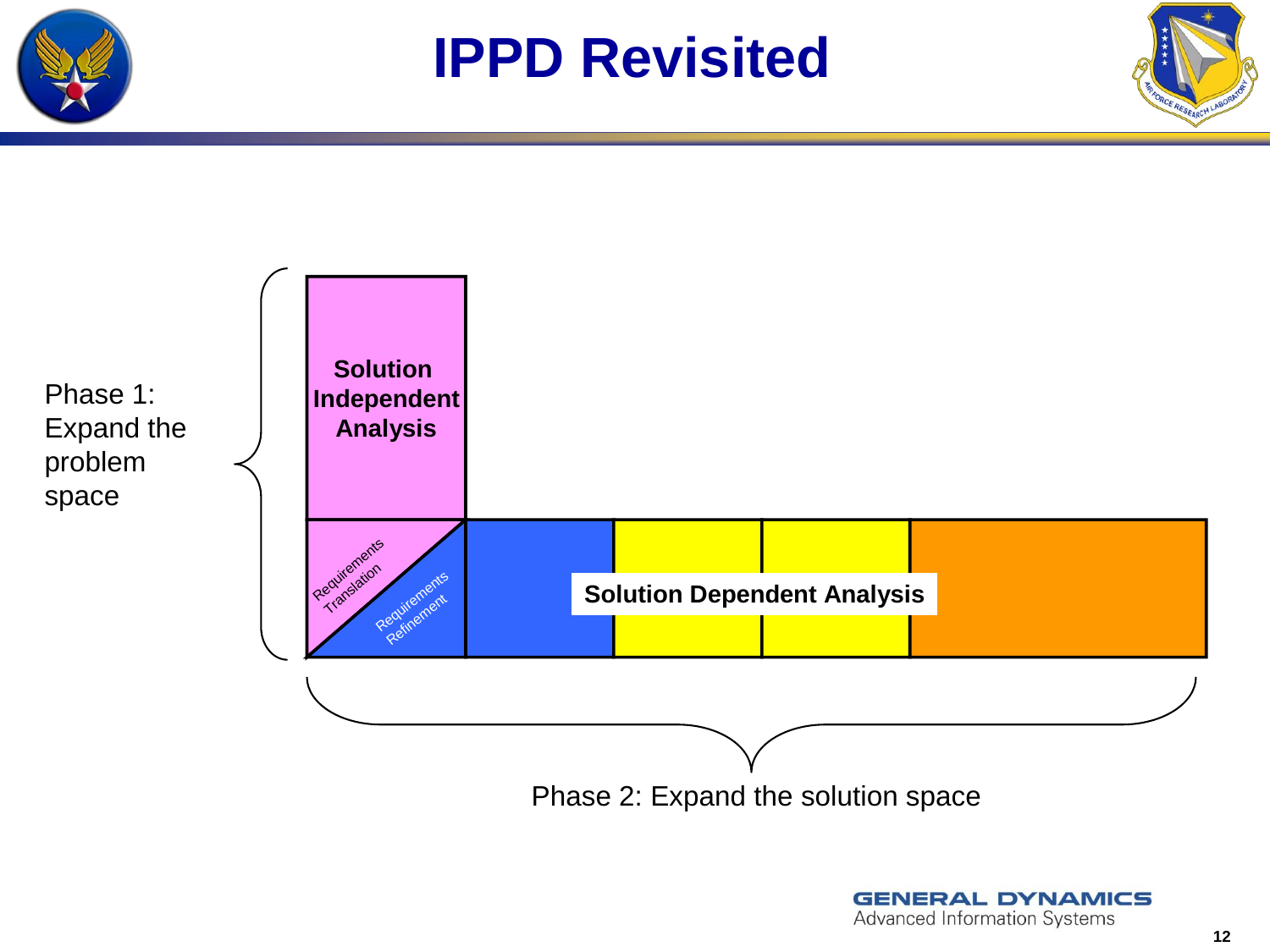# IPPD Revisited

Phase 1: Expand the problem space

Solution Independent Analysis

Requirements Translation

Requirements Refinement

Solution Dependent Analysis

Phase 2: Expand the solution space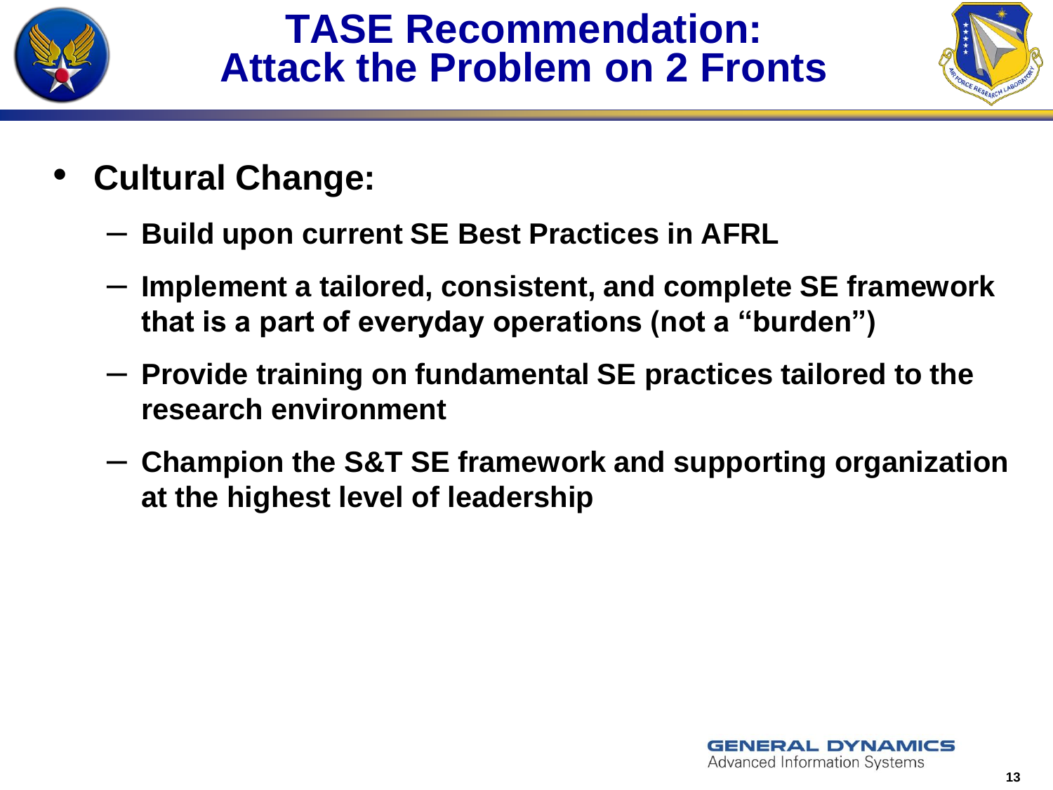# TASE Recommendation: Attack the Problem on 2 Fronts

- **Cultural Change:**
  - **Build upon current SE Best Practices in AFRL**
  - **Implement a tailored, consistent, and complete SE framework that is a part of everyday operations (not a "burden")**
  - **Provide training on fundamental SE practices tailored to the research environment**
  - **Champion the S&T SE framework and supporting organization at the highest level of leadership**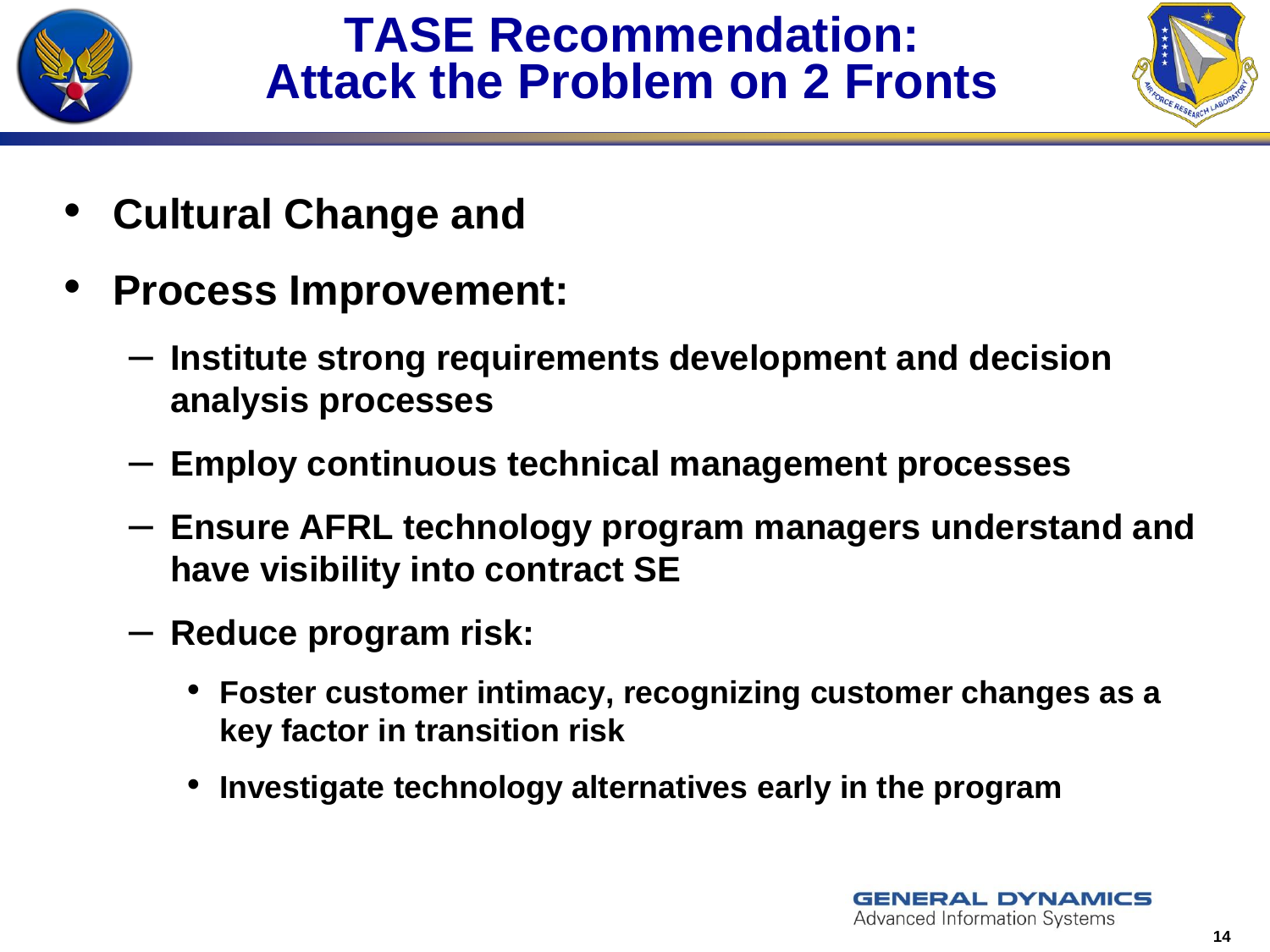# TASE Recommendation: Attack the Problem on 2 Fronts

- **Cultural Change and**
- **Process Improvement:**
  - **Institute strong requirements development and decision analysis processes**
  - **Employ continuous technical management processes**
  - **Ensure AFRL technology program managers understand and have visibility into contract SE**
  - **Reduce program risk:**
    - **Foster customer intimacy, recognizing customer changes as a key factor in transition risk**
    - **Investigate technology alternatives early in the program**

GENERAL DYNAMICS
Advanced Information Systems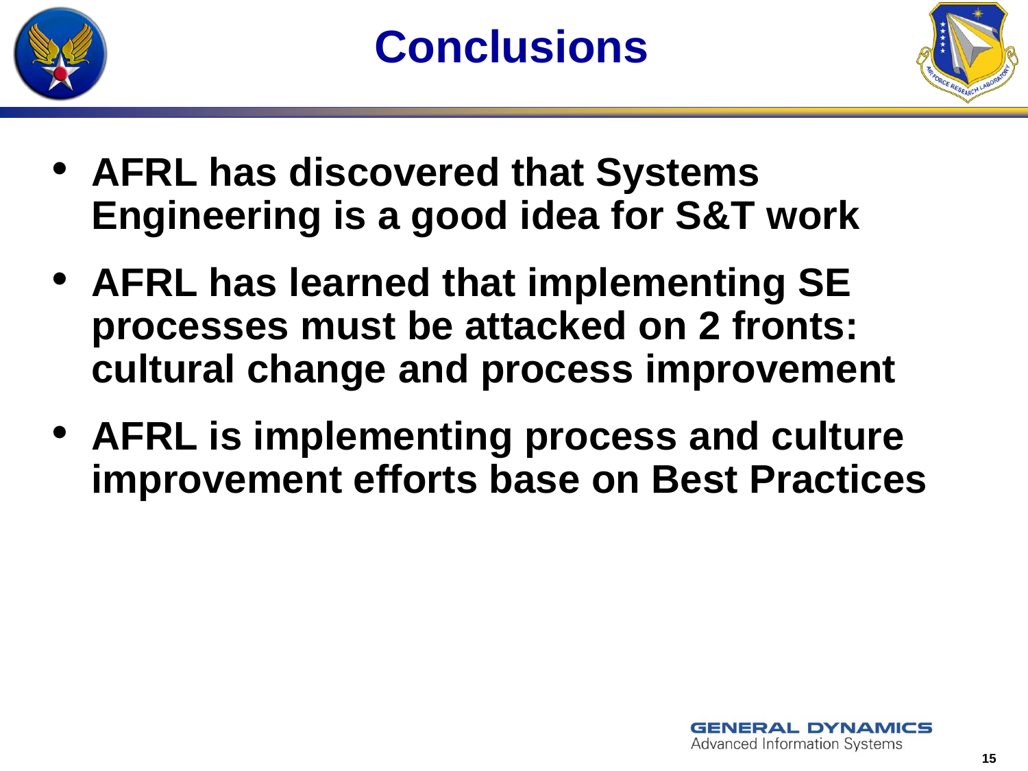# Conclusions

- **AFRL has discovered that Systems Engineering is a good idea for S&T work**
- **AFRL has learned that implementing SE processes must be attacked on 2 fronts: cultural change and process improvement**
- **AFRL is implementing process and culture improvement efforts base on Best Practices**

GENERAL DYNAMICS
Advanced Information Systems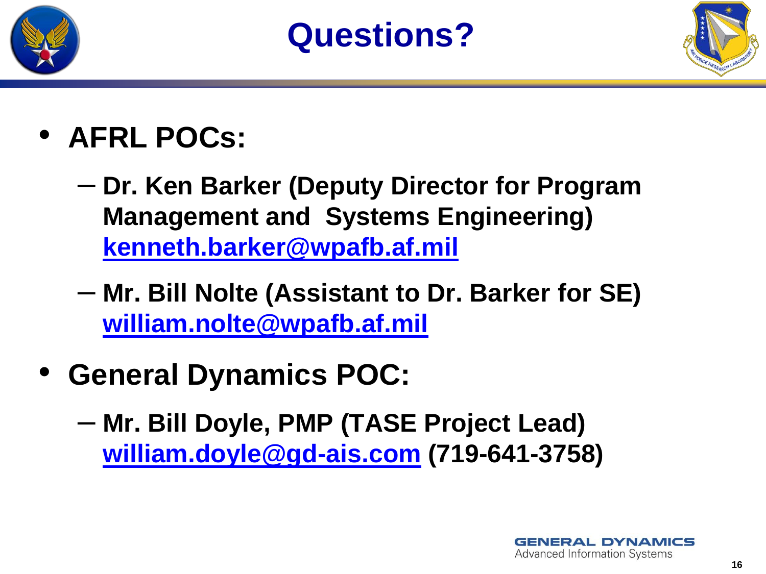# Questions?

- **AFRL POCs:**
  - **Dr. Ken Barker (Deputy Director for Program Management and Systems Engineering) kenneth.barker@wpafb.af.mil**
  - **Mr. Bill Nolte (Assistant to Dr. Barker for SE) william.nolte@wpafb.af.mil**
- **General Dynamics POC:**
  - **Mr. Bill Doyle, PMP (TASE Project Lead) william.doyle@gd-ais.com (719-641-3758)**

GENERAL DYNAMICS
Advanced Information Systems